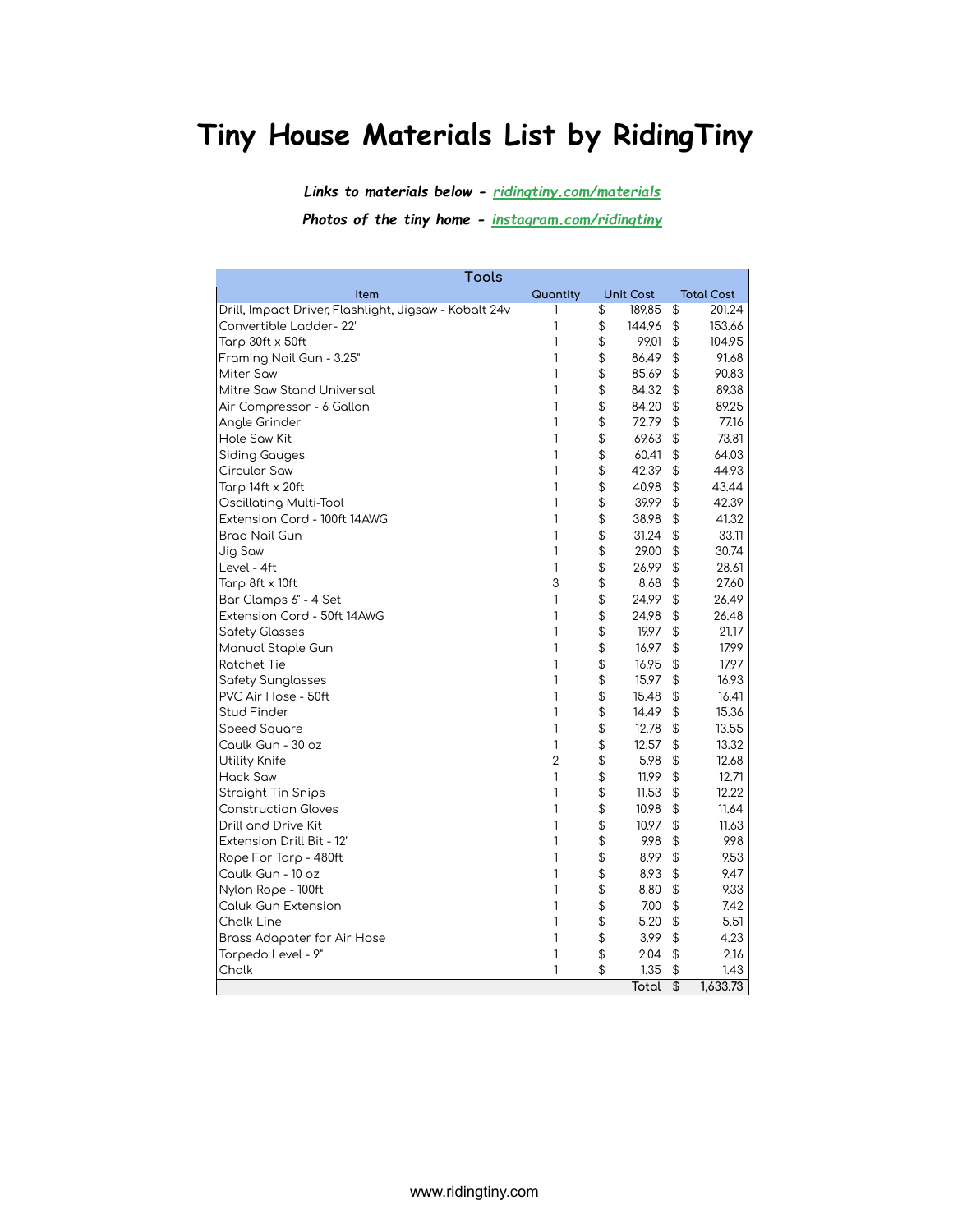# Tiny House Materials List by RidingTiny

***Links to materials below - ridingtiny.com/materials***

***Photos of the tiny home - instagram.com/ridingtiny***

| Tools | | | |
|---|---|---|---|
| Item | Quantity | Unit Cost | Total Cost |
| Drill, Impact Driver, Flashlight, Jigsaw - Kobalt 24v | 1 | $ 189.85 | $ 201.24 |
| Convertible Ladder- 22' | 1 | $ 144.96 | $ 153.66 |
| Tarp 30ft x 50ft | 1 | $ 99.01 | $ 104.95 |
| Framing Nail Gun - 3.25" | 1 | $ 86.49 | $ 91.68 |
| Miter Saw | 1 | $ 85.69 | $ 90.83 |
| Mitre Saw Stand Universal | 1 | $ 84.32 | $ 89.38 |
| Air Compressor - 6 Gallon | 1 | $ 84.20 | $ 89.25 |
| Angle Grinder | 1 | $ 72.79 | $ 77.16 |
| Hole Saw Kit | 1 | $ 69.63 | $ 73.81 |
| Siding Gauges | 1 | $ 60.41 | $ 64.03 |
| Circular Saw | 1 | $ 42.39 | $ 44.93 |
| Tarp 14ft x 20ft | 1 | $ 40.98 | $ 43.44 |
| Oscillating Multi-Tool | 1 | $ 39.99 | $ 42.39 |
| Extension Cord - 100ft 14AWG | 1 | $ 38.98 | $ 41.32 |
| Brad Nail Gun | 1 | $ 31.24 | $ 33.11 |
| Jig Saw | 1 | $ 29.00 | $ 30.74 |
| Level - 4ft | 1 | $ 26.99 | $ 28.61 |
| Tarp 8ft x 10ft | 3 | $ 8.68 | $ 27.60 |
| Bar Clamps 6" - 4 Set | 1 | $ 24.99 | $ 26.49 |
| Extension Cord - 50ft 14AWG | 1 | $ 24.98 | $ 26.48 |
| Safety Glasses | 1 | $ 19.97 | $ 21.17 |
| Manual Staple Gun | 1 | $ 16.97 | $ 17.99 |
| Ratchet Tie | 1 | $ 16.95 | $ 17.97 |
| Safety Sunglasses | 1 | $ 15.97 | $ 16.93 |
| PVC Air Hose - 50ft | 1 | $ 15.48 | $ 16.41 |
| Stud Finder | 1 | $ 14.49 | $ 15.36 |
| Speed Square | 1 | $ 12.78 | $ 13.55 |
| Caulk Gun - 30 oz | 1 | $ 12.57 | $ 13.32 |
| Utility Knife | 2 | $ 5.98 | $ 12.68 |
| Hack Saw | 1 | $ 11.99 | $ 12.71 |
| Straight Tin Snips | 1 | $ 11.53 | $ 12.22 |
| Construction Gloves | 1 | $ 10.98 | $ 11.64 |
| Drill and Drive Kit | 1 | $ 10.97 | $ 11.63 |
| Extension Drill Bit - 12" | 1 | $ 9.98 | $ 9.98 |
| Rope For Tarp - 480ft | 1 | $ 8.99 | $ 9.53 |
| Caulk Gun - 10 oz | 1 | $ 8.93 | $ 9.47 |
| Nylon Rope - 100ft | 1 | $ 8.80 | $ 9.33 |
| Caluk Gun Extension | 1 | $ 7.00 | $ 7.42 |
| Chalk Line | 1 | $ 5.20 | $ 5.51 |
| Brass Adapater for Air Hose | 1 | $ 3.99 | $ 4.23 |
| Torpedo Level - 9" | 1 | $ 2.04 | $ 2.16 |
| Chalk | 1 | $ 1.35 | $ 1.43 |
| | | Total | $ 1,633.73 |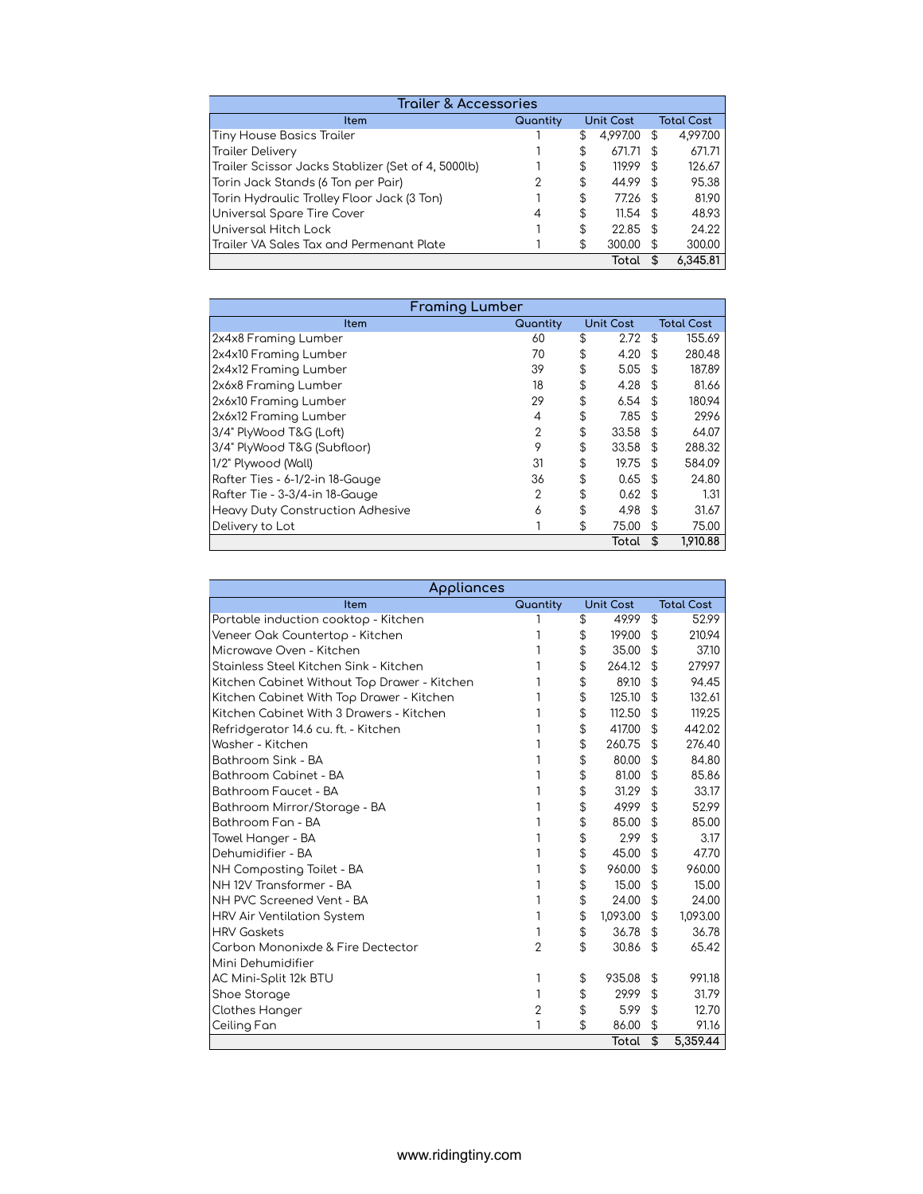| Trailer & Accessories | | | |
|---|---|---|---|
| Item | Quantity | Unit Cost | Total Cost |
| Tiny House Basics Trailer | 1 | $ 4,997.00 | $ 4,997.00 |
| Trailer Delivery | 1 | $ 671.71 | $ 671.71 |
| Trailer Scissor Jacks Stablizer (Set of 4, 5000lb) | 1 | $ 119.99 | $ 126.67 |
| Torin Jack Stands (6 Ton per Pair) | 2 | $ 44.99 | $ 95.38 |
| Torin Hydraulic Trolley Floor Jack (3 Ton) | 1 | $ 77.26 | $ 81.90 |
| Universal Spare Tire Cover | 4 | $ 11.54 | $ 48.93 |
| Universal Hitch Lock | 1 | $ 22.85 | $ 24.22 |
| Trailer VA Sales Tax and Permenant Plate | 1 | $ 300.00 | $ 300.00 |
| | | Total | **$ 6,345.81** |

| Framing Lumber | | | |
|---|---|---|---|
| Item | Quantity | Unit Cost | Total Cost |
| 2x4x8 Framing Lumber | 60 | $ 2.72 | $ 155.69 |
| 2x4x10 Framing Lumber | 70 | $ 4.20 | $ 280.48 |
| 2x4x12 Framing Lumber | 39 | $ 5.05 | $ 187.89 |
| 2x6x8 Framing Lumber | 18 | $ 4.28 | $ 81.66 |
| 2x6x10 Framing Lumber | 29 | $ 6.54 | $ 180.94 |
| 2x6x12 Framing Lumber | 4 | $ 7.85 | $ 29.96 |
| 3/4" PlyWood T&G (Loft) | 2 | $ 33.58 | $ 64.07 |
| 3/4" PlyWood T&G (Subfloor) | 9 | $ 33.58 | $ 288.32 |
| 1/2" Plywood (Wall) | 31 | $ 19.75 | $ 584.09 |
| Rafter Ties - 6-1/2-in 18-Gauge | 36 | $ 0.65 | $ 24.80 |
| Rafter Tie - 3-3/4-in 18-Gauge | 2 | $ 0.62 | $ 1.31 |
| Heavy Duty Construction Adhesive | 6 | $ 4.98 | $ 31.67 |
| Delivery to Lot | 1 | $ 75.00 | $ 75.00 |
| | | Total | **$ 1,910.88** |

| Appliances | | | |
|---|---|---|---|
| Item | Quantity | Unit Cost | Total Cost |
| Portable induction cooktop - Kitchen | 1 | $ 49.99 | $ 52.99 |
| Veneer Oak Countertop - Kitchen | 1 | $ 199.00 | $ 210.94 |
| Microwave Oven - Kitchen | 1 | $ 35.00 | $ 37.10 |
| Stainless Steel Kitchen Sink - Kitchen | 1 | $ 264.12 | $ 279.97 |
| Kitchen Cabinet Without Top Drawer - Kitchen | 1 | $ 89.10 | $ 94.45 |
| Kitchen Cabinet With Top Drawer - Kitchen | 1 | $ 125.10 | $ 132.61 |
| Kitchen Cabinet With 3 Drawers - Kitchen | 1 | $ 112.50 | $ 119.25 |
| Refridgerator 14.6 cu. ft. - Kitchen | 1 | $ 417.00 | $ 442.02 |
| Washer - Kitchen | 1 | $ 260.75 | $ 276.40 |
| Bathroom Sink - BA | 1 | $ 80.00 | $ 84.80 |
| Bathroom Cabinet - BA | 1 | $ 81.00 | $ 85.86 |
| Bathroom Faucet - BA | 1 | $ 31.29 | $ 33.17 |
| Bathroom Mirror/Storage - BA | 1 | $ 49.99 | $ 52.99 |
| Bathroom Fan - BA | 1 | $ 85.00 | $ 85.00 |
| Towel Hanger - BA | 1 | $ 2.99 | $ 3.17 |
| Dehumidifier - BA | 1 | $ 45.00 | $ 47.70 |
| NH Composting Toilet - BA | 1 | $ 960.00 | $ 960.00 |
| NH 12V Transformer - BA | 1 | $ 15.00 | $ 15.00 |
| NH PVC Screened Vent - BA | 1 | $ 24.00 | $ 24.00 |
| HRV Air Ventilation System | 1 | $ 1,093.00 | $ 1,093.00 |
| HRV Gaskets | 1 | $ 36.78 | $ 36.78 |
| Carbon Mononixde & Fire Dectector | 2 | $ 30.86 | $ 65.42 |
| Mini Dehumidifier | | | |
| AC Mini-Split 12k BTU | 1 | $ 935.08 | $ 991.18 |
| Shoe Storage | 1 | $ 29.99 | $ 31.79 |
| Clothes Hanger | 2 | $ 5.99 | $ 12.70 |
| Ceiling Fan | 1 | $ 86.00 | $ 91.16 |
| | | Total | **$ 5,359.44** |

www.ridingtiny.com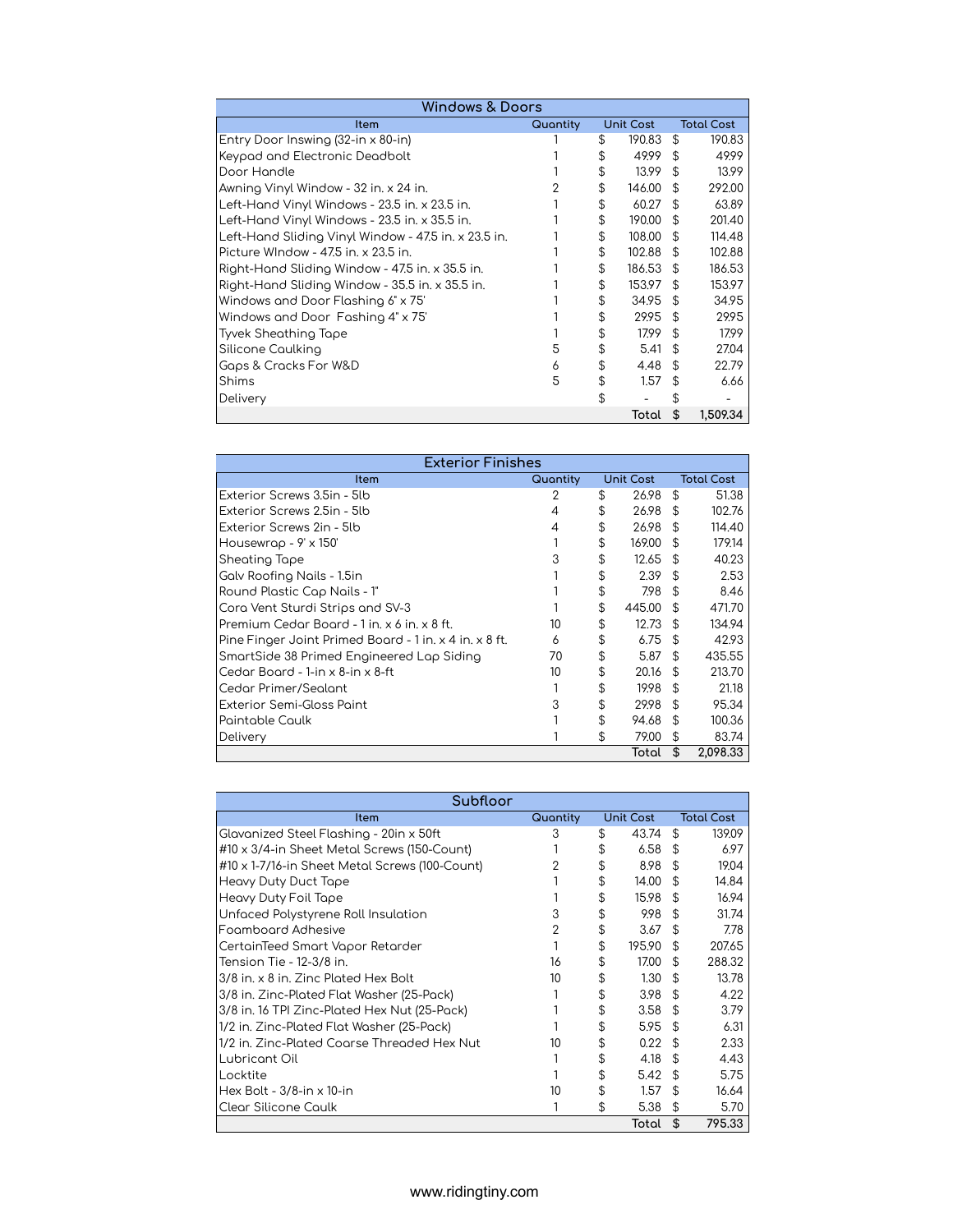## Windows & Doors

| Item | Quantity | Unit Cost | Total Cost |
|---|---|---|---|
| Entry Door Inswing (32-in x 80-in) | 1 | $ 190.83 | $ 190.83 |
| Keypad and Electronic Deadbolt | 1 | $ 49.99 | $ 49.99 |
| Door Handle | 1 | $ 13.99 | $ 13.99 |
| Awning Vinyl Window - 32 in. x 24 in. | 2 | $ 146.00 | $ 292.00 |
| Left-Hand Vinyl Windows - 23.5 in. x 23.5 in. | 1 | $ 60.27 | $ 63.89 |
| Left-Hand Vinyl Windows - 23.5 in. x 35.5 in. | 1 | $ 190.00 | $ 201.40 |
| Left-Hand Sliding Vinyl Window - 47.5 in. x 23.5 in. | 1 | $ 108.00 | $ 114.48 |
| Picture WIndow - 47.5 in. x 23.5 in. | 1 | $ 102.88 | $ 102.88 |
| Right-Hand Sliding Window - 47.5 in. x 35.5 in. | 1 | $ 186.53 | $ 186.53 |
| Right-Hand Sliding Window - 35.5 in. x 35.5 in. | 1 | $ 153.97 | $ 153.97 |
| Windows and Door Flashing 6" x 75' | 1 | $ 34.95 | $ 34.95 |
| Windows and Door Fashing 4" x 75' | 1 | $ 29.95 | $ 29.95 |
| Tyvek Sheathing Tape | 1 | $ 17.99 | $ 17.99 |
| Silicone Caulking | 5 | $ 5.41 | $ 27.04 |
| Gaps & Cracks For W&D | 6 | $ 4.48 | $ 22.79 |
| Shims | 5 | $ 1.57 | $ 6.66 |
| Delivery | | $ - | $ - |
| | | Total | $ 1,509.34 |

## Exterior Finishes

| Item | Quantity | Unit Cost | Total Cost |
|---|---|---|---|
| Exterior Screws 3.5in - 5lb | 2 | $ 26.98 | $ 51.38 |
| Exterior Screws 2.5in - 5lb | 4 | $ 26.98 | $ 102.76 |
| Exterior Screws 2in - 5lb | 4 | $ 26.98 | $ 114.40 |
| Housewrap - 9' x 150' | 1 | $ 169.00 | $ 179.14 |
| Sheating Tape | 3 | $ 12.65 | $ 40.23 |
| Galv Roofing Nails - 1.5in | 1 | $ 2.39 | $ 2.53 |
| Round Plastic Cap Nails - 1" | 1 | $ 7.98 | $ 8.46 |
| Cora Vent Sturdi Strips and SV-3 | 1 | $ 445.00 | $ 471.70 |
| Premium Cedar Board - 1 in. x 6 in. x 8 ft. | 10 | $ 12.73 | $ 134.94 |
| Pine Finger Joint Primed Board - 1 in. x 4 in. x 8 ft. | 6 | $ 6.75 | $ 42.93 |
| SmartSide 38 Primed Engineered Lap Siding | 70 | $ 5.87 | $ 435.55 |
| Cedar Board - 1-in x 8-in x 8-ft | 10 | $ 20.16 | $ 213.70 |
| Cedar Primer/Sealant | 1 | $ 19.98 | $ 21.18 |
| Exterior Semi-Gloss Paint | 3 | $ 29.98 | $ 95.34 |
| Paintable Caulk | 1 | $ 94.68 | $ 100.36 |
| Delivery | 1 | $ 79.00 | $ 83.74 |
| | | Total | $ 2,098.33 |

## Subfloor

| Item | Quantity | Unit Cost | Total Cost |
|---|---|---|---|
| Glavanized Steel Flashing - 20in x 50ft | 3 | $ 43.74 | $ 139.09 |
| #10 x 3/4-in Sheet Metal Screws (150-Count) | 1 | $ 6.58 | $ 6.97 |
| #10 x 1-7/16-in Sheet Metal Screws (100-Count) | 2 | $ 8.98 | $ 19.04 |
| Heavy Duty Duct Tape | 1 | $ 14.00 | $ 14.84 |
| Heavy Duty Foil Tape | 1 | $ 15.98 | $ 16.94 |
| Unfaced Polystyrene Roll Insulation | 3 | $ 9.98 | $ 31.74 |
| Foamboard Adhesive | 2 | $ 3.67 | $ 7.78 |
| CertainTeed Smart Vapor Retarder | 1 | $ 195.90 | $ 207.65 |
| Tension Tie - 12-3/8 in. | 16 | $ 17.00 | $ 288.32 |
| 3/8 in. x 8 in. Zinc Plated Hex Bolt | 10 | $ 1.30 | $ 13.78 |
| 3/8 in. Zinc-Plated Flat Washer (25-Pack) | 1 | $ 3.98 | $ 4.22 |
| 3/8 in. 16 TPI Zinc-Plated Hex Nut (25-Pack) | 1 | $ 3.58 | $ 3.79 |
| 1/2 in. Zinc-Plated Flat Washer (25-Pack) | 1 | $ 5.95 | $ 6.31 |
| 1/2 in. Zinc-Plated Coarse Threaded Hex Nut | 10 | $ 0.22 | $ 2.33 |
| Lubricant Oil | 1 | $ 4.18 | $ 4.43 |
| Locktite | 1 | $ 5.42 | $ 5.75 |
| Hex Bolt - 3/8-in x 10-in | 10 | $ 1.57 | $ 16.64 |
| Clear Silicone Caulk | 1 | $ 5.38 | $ 5.70 |
| | | Total | $ 795.33 |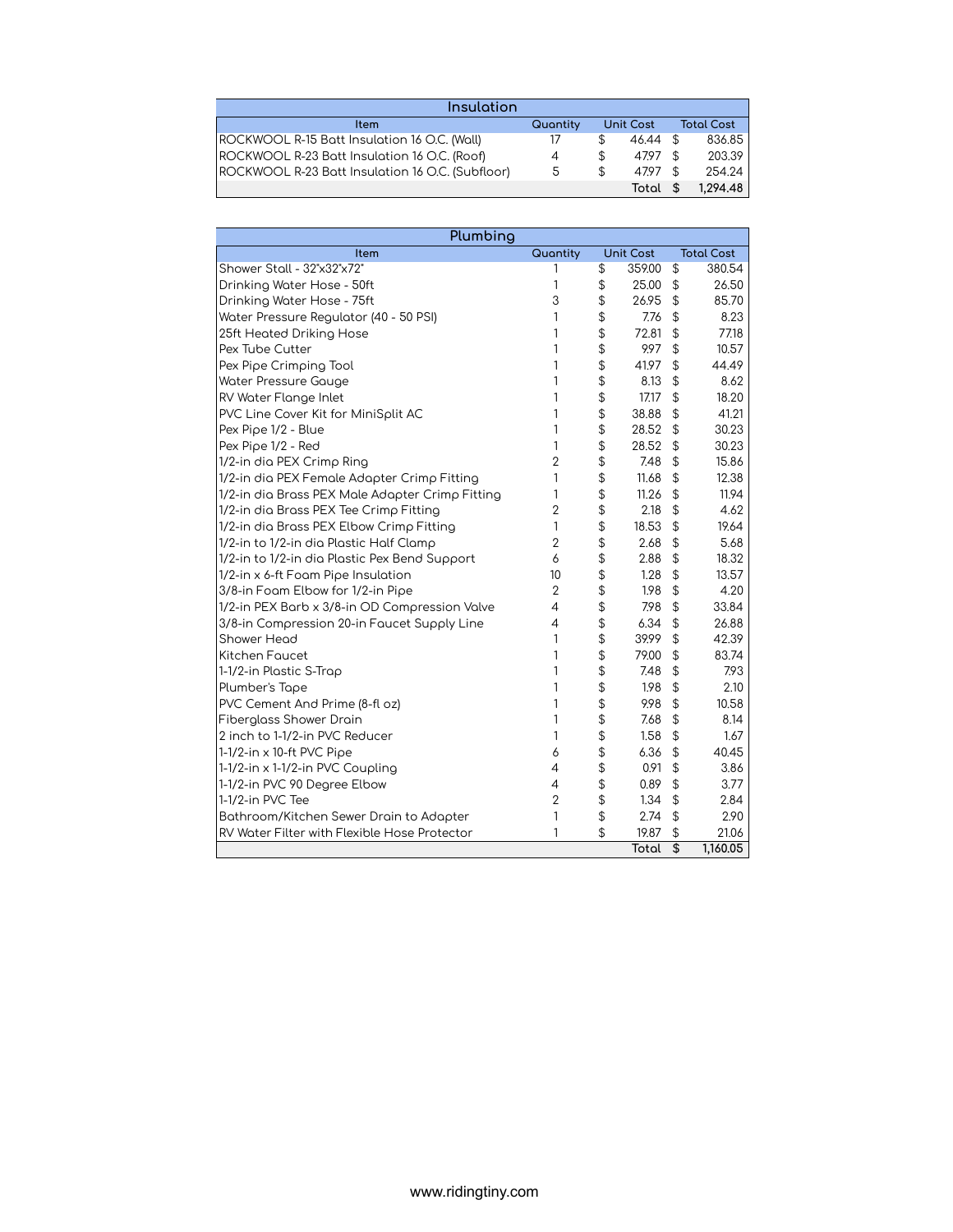## Insulation

| Item | Quantity | Unit Cost | Total Cost |
|---|---|---|---|
| ROCKWOOL R-15 Batt Insulation 16 O.C. (Wall) | 17 | $ 46.44 | $ 836.85 |
| ROCKWOOL R-23 Batt Insulation 16 O.C. (Roof) | 4 | $ 47.97 | $ 203.39 |
| ROCKWOOL R-23 Batt Insulation 16 O.C. (Subfloor) | 5 | $ 47.97 | $ 254.24 |
| | | Total | $ 1,294.48 |

## Plumbing

| Item | Quantity | Unit Cost | Total Cost |
|---|---|---|---|
| Shower Stall - 32"x32"x72" | 1 | $ 359.00 | $ 380.54 |
| Drinking Water Hose - 50ft | 1 | $ 25.00 | $ 26.50 |
| Drinking Water Hose - 75ft | 3 | $ 26.95 | $ 85.70 |
| Water Pressure Regulator (40 - 50 PSI) | 1 | $ 7.76 | $ 8.23 |
| 25ft Heated Driking Hose | 1 | $ 72.81 | $ 77.18 |
| Pex Tube Cutter | 1 | $ 9.97 | $ 10.57 |
| Pex Pipe Crimping Tool | 1 | $ 41.97 | $ 44.49 |
| Water Pressure Gauge | 1 | $ 8.13 | $ 8.62 |
| RV Water Flange Inlet | 1 | $ 17.17 | $ 18.20 |
| PVC Line Cover Kit for MiniSplit AC | 1 | $ 38.88 | $ 41.21 |
| Pex Pipe 1/2 - Blue | 1 | $ 28.52 | $ 30.23 |
| Pex Pipe 1/2 - Red | 1 | $ 28.52 | $ 30.23 |
| 1/2-in dia PEX Crimp Ring | 2 | $ 7.48 | $ 15.86 |
| 1/2-in dia PEX Female Adapter Crimp Fitting | 1 | $ 11.68 | $ 12.38 |
| 1/2-in dia Brass PEX Male Adapter Crimp Fitting | 1 | $ 11.26 | $ 11.94 |
| 1/2-in dia Brass PEX Tee Crimp Fitting | 2 | $ 2.18 | $ 4.62 |
| 1/2-in dia Brass PEX Elbow Crimp Fitting | 1 | $ 18.53 | $ 19.64 |
| 1/2-in to 1/2-in dia Plastic Half Clamp | 2 | $ 2.68 | $ 5.68 |
| 1/2-in to 1/2-in dia Plastic Pex Bend Support | 6 | $ 2.88 | $ 18.32 |
| 1/2-in x 6-ft Foam Pipe Insulation | 10 | $ 1.28 | $ 13.57 |
| 3/8-in Foam Elbow for 1/2-in Pipe | 2 | $ 1.98 | $ 4.20 |
| 1/2-in PEX Barb x 3/8-in OD Compression Valve | 4 | $ 7.98 | $ 33.84 |
| 3/8-in Compression 20-in Faucet Supply Line | 4 | $ 6.34 | $ 26.88 |
| Shower Head | 1 | $ 39.99 | $ 42.39 |
| Kitchen Faucet | 1 | $ 79.00 | $ 83.74 |
| 1-1/2-in Plastic S-Trap | 1 | $ 7.48 | $ 7.93 |
| Plumber's Tape | 1 | $ 1.98 | $ 2.10 |
| PVC Cement And Prime (8-fl oz) | 1 | $ 9.98 | $ 10.58 |
| Fiberglass Shower Drain | 1 | $ 7.68 | $ 8.14 |
| 2 inch to 1-1/2-in PVC Reducer | 1 | $ 1.58 | $ 1.67 |
| 1-1/2-in x 10-ft PVC Pipe | 6 | $ 6.36 | $ 40.45 |
| 1-1/2-in x 1-1/2-in PVC Coupling | 4 | $ 0.91 | $ 3.86 |
| 1-1/2-in PVC 90 Degree Elbow | 4 | $ 0.89 | $ 3.77 |
| 1-1/2-in PVC Tee | 2 | $ 1.34 | $ 2.84 |
| Bathroom/Kitchen Sewer Drain to Adapter | 1 | $ 2.74 | $ 2.90 |
| RV Water Filter with Flexible Hose Protector | 1 | $ 19.87 | $ 21.06 |
| | | Total | $ 1,160.05 |

www.ridingtiny.com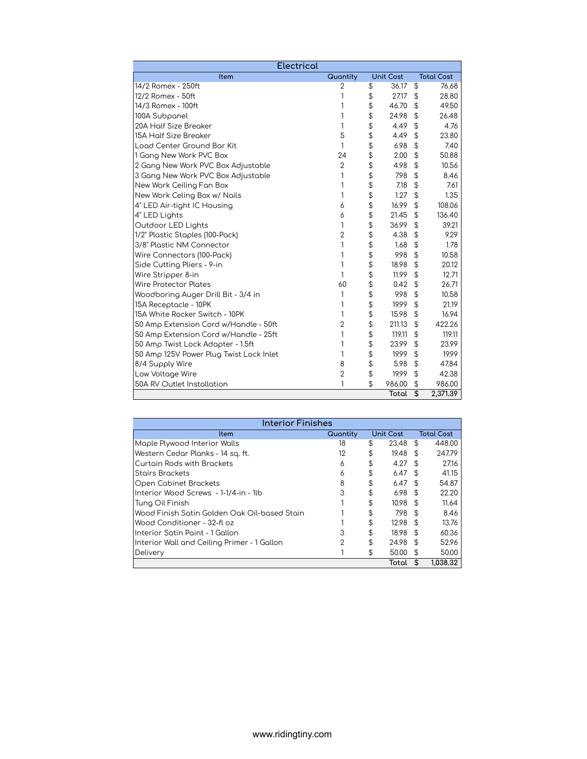## Electrical

| Item | Quantity | Unit Cost | Total Cost |
|---|---|---|---|
| 14/2 Romex - 250ft | 2 | $ 36.17 | $ 76.68 |
| 12/2 Romex - 50ft | 1 | $ 27.17 | $ 28.80 |
| 14/3 Romex - 100ft | 1 | $ 46.70 | $ 49.50 |
| 100A Subpanel | 1 | $ 24.98 | $ 26.48 |
| 20A Half Size Breaker | 1 | $ 4.49 | $ 4.76 |
| 15A Half Size Breaker | 5 | $ 4.49 | $ 23.80 |
| Load Center Ground Bar Kit | 1 | $ 6.98 | $ 7.40 |
| 1 Gang New Work PVC Box | 24 | $ 2.00 | $ 50.88 |
| 2 Gang New Work PVC Box Adjustable | 2 | $ 4.98 | $ 10.56 |
| 3 Gang New Work PVC Box Adjustable | 1 | $ 7.98 | $ 8.46 |
| New Work Ceiling Fan Box | 1 | $ 7.18 | $ 7.61 |
| New Work Celing Box w/ Nails | 1 | $ 1.27 | $ 1.35 |
| 4" LED Air-tight IC Housing | 6 | $ 16.99 | $ 108.06 |
| 4" LED Lights | 6 | $ 21.45 | $ 136.40 |
| Outdoor LED Lights | 1 | $ 36.99 | $ 39.21 |
| 1/2" Plastic Staples (100-Pack) | 2 | $ 4.38 | $ 9.29 |
| 3/8" Plastic NM Connector | 1 | $ 1.68 | $ 1.78 |
| Wire Connectors (100-Pack) | 1 | $ 9.98 | $ 10.58 |
| Side Cutting Pliers - 9-in | 1 | $ 18.98 | $ 20.12 |
| Wire Stripper 8-in | 1 | $ 11.99 | $ 12.71 |
| Wire Protector Plates | 60 | $ 0.42 | $ 26.71 |
| Woodboring Auger Drill Bit - 3/4 in | 1 | $ 9.98 | $ 10.58 |
| 15A Receptacle - 10PK | 1 | $ 19.99 | $ 21.19 |
| 15A White Rocker Switch - 10PK | 1 | $ 15.98 | $ 16.94 |
| 50 Amp Extension Cord w/Handle - 50ft | 2 | $ 211.13 | $ 422.26 |
| 50 Amp Extension Cord w/Handle - 25ft | 1 | $ 119.11 | $ 119.11 |
| 50 Amp Twist Lock Adapter - 1.5ft | 1 | $ 23.99 | $ 23.99 |
| 50 Amp 125V Power Plug Twist Lock Inlet | 1 | $ 19.99 | $ 19.99 |
| 8/4 Supply Wire | 8 | $ 5.98 | $ 47.84 |
| Low Voltage Wire | 2 | $ 19.99 | $ 42.38 |
| 50A RV Outlet Installation | 1 | $ 986.00 | $ 986.00 |
| | | **Total** | **$ 2,371.39** |

## Interior Finishes

| Item | Quantity | Unit Cost | Total Cost |
|---|---|---|---|
| Maple Plywood Interior Walls | 18 | $ 23.48 | $ 448.00 |
| Western Cedar Planks - 14 sq. ft. | 12 | $ 19.48 | $ 247.79 |
| Curtain Rods with Brackets | 6 | $ 4.27 | $ 27.16 |
| Stairs Brackets | 6 | $ 6.47 | $ 41.15 |
| Open Cabinet Brackets | 8 | $ 6.47 | $ 54.87 |
| Interior Wood Screws - 1-1/4-in - 1lb | 3 | $ 6.98 | $ 22.20 |
| Tung Oil Finish | 1 | $ 10.98 | $ 11.64 |
| Wood Finish Satin Golden Oak Oil-based Stain | 1 | $ 7.98 | $ 8.46 |
| Wood Conditioner - 32-fl oz | 1 | $ 12.98 | $ 13.76 |
| Interior Satin Paint - 1 Gallon | 3 | $ 18.98 | $ 60.36 |
| Interior Wall and Ceiling Primer - 1 Gallon | 2 | $ 24.98 | $ 52.96 |
| Delivery | 1 | $ 50.00 | $ 50.00 |
| | | **Total** | **$ 1,038.32** |

www.ridingtiny.com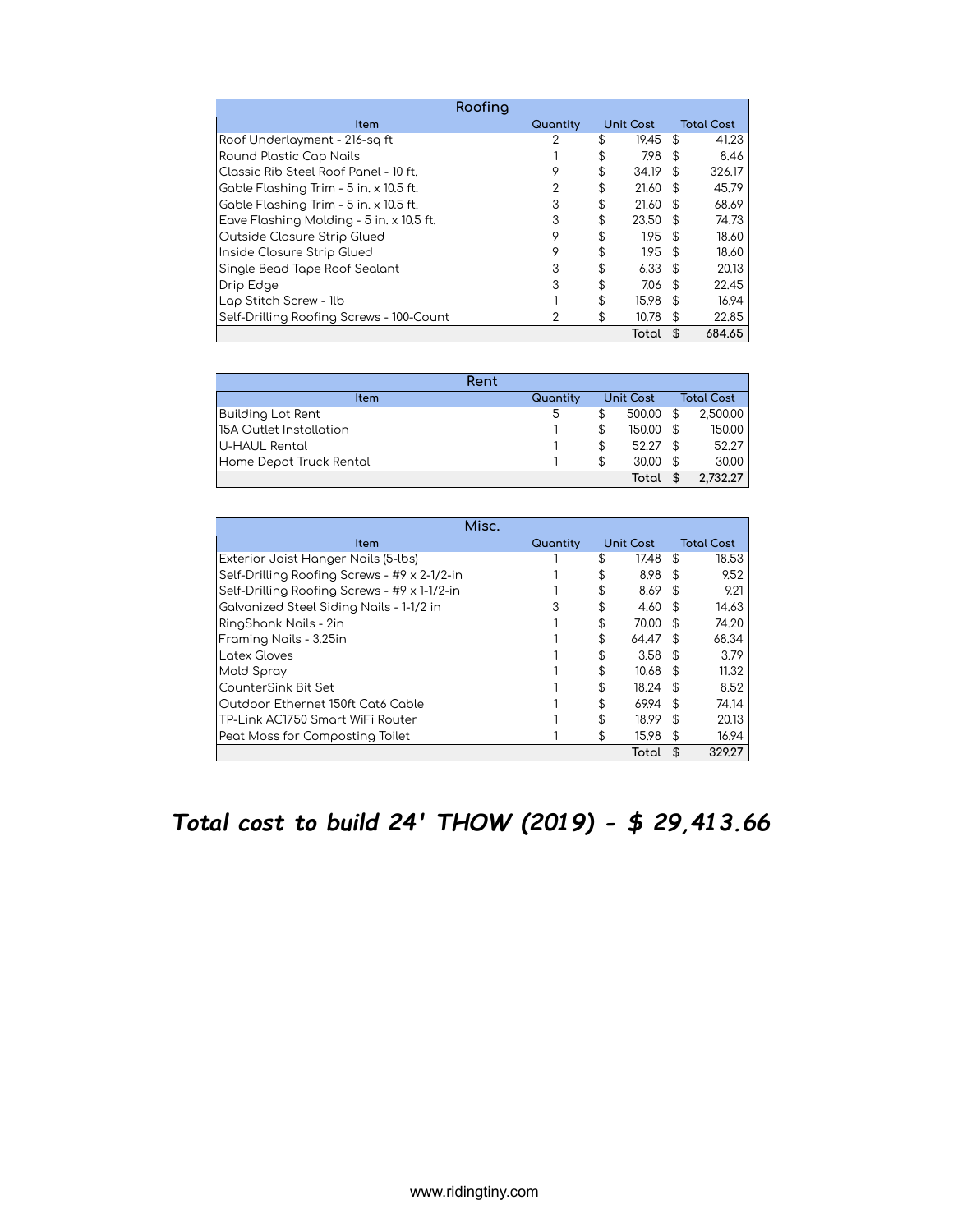| Roofing | | | |
|---|---|---|---|
| Item | Quantity | Unit Cost | Total Cost |
| Roof Underlayment - 216-sq ft | 2 | $ 19.45 | $ 41.23 |
| Round Plastic Cap Nails | 1 | $ 7.98 | $ 8.46 |
| Classic Rib Steel Roof Panel - 10 ft. | 9 | $ 34.19 | $ 326.17 |
| Gable Flashing Trim - 5 in. x 10.5 ft. | 2 | $ 21.60 | $ 45.79 |
| Gable Flashing Trim - 5 in. x 10.5 ft. | 3 | $ 21.60 | $ 68.69 |
| Eave Flashing Molding - 5 in. x 10.5 ft. | 3 | $ 23.50 | $ 74.73 |
| Outside Closure Strip Glued | 9 | $ 1.95 | $ 18.60 |
| Inside Closure Strip Glued | 9 | $ 1.95 | $ 18.60 |
| Single Bead Tape Roof Sealant | 3 | $ 6.33 | $ 20.13 |
| Drip Edge | 3 | $ 7.06 | $ 22.45 |
| Lap Stitch Screw - 1lb | 1 | $ 15.98 | $ 16.94 |
| Self-Drilling Roofing Screws - 100-Count | 2 | $ 10.78 | $ 22.85 |
| | | Total | $ 684.65 |

| Rent | | | |
|---|---|---|---|
| Item | Quantity | Unit Cost | Total Cost |
| Building Lot Rent | 5 | $ 500.00 | $ 2,500.00 |
| 15A Outlet Installation | 1 | $ 150.00 | $ 150.00 |
| U-HAUL Rental | 1 | $ 52.27 | $ 52.27 |
| Home Depot Truck Rental | 1 | $ 30.00 | $ 30.00 |
| | | Total | $ 2,732.27 |

| Misc. | | | |
|---|---|---|---|
| Item | Quantity | Unit Cost | Total Cost |
| Exterior Joist Hanger Nails (5-lbs) | 1 | $ 17.48 | $ 18.53 |
| Self-Drilling Roofing Screws - #9 x 2-1/2-in | 1 | $ 8.98 | $ 9.52 |
| Self-Drilling Roofing Screws - #9 x 1-1/2-in | 1 | $ 8.69 | $ 9.21 |
| Galvanized Steel Siding Nails - 1-1/2 in | 3 | $ 4.60 | $ 14.63 |
| RingShank Nails - 2in | 1 | $ 70.00 | $ 74.20 |
| Framing Nails - 3.25in | 1 | $ 64.47 | $ 68.34 |
| Latex Gloves | 1 | $ 3.58 | $ 3.79 |
| Mold Spray | 1 | $ 10.68 | $ 11.32 |
| CounterSink Bit Set | 1 | $ 18.24 | $ 8.52 |
| Outdoor Ethernet 150ft Cat6 Cable | 1 | $ 69.94 | $ 74.14 |
| TP-Link AC1750 Smart WiFi Router | 1 | $ 18.99 | $ 20.13 |
| Peat Moss for Composting Toilet | 1 | $ 15.98 | $ 16.94 |
| | | Total | $ 329.27 |

***Total cost to build 24' THOW (2019) - $ 29,413.66***